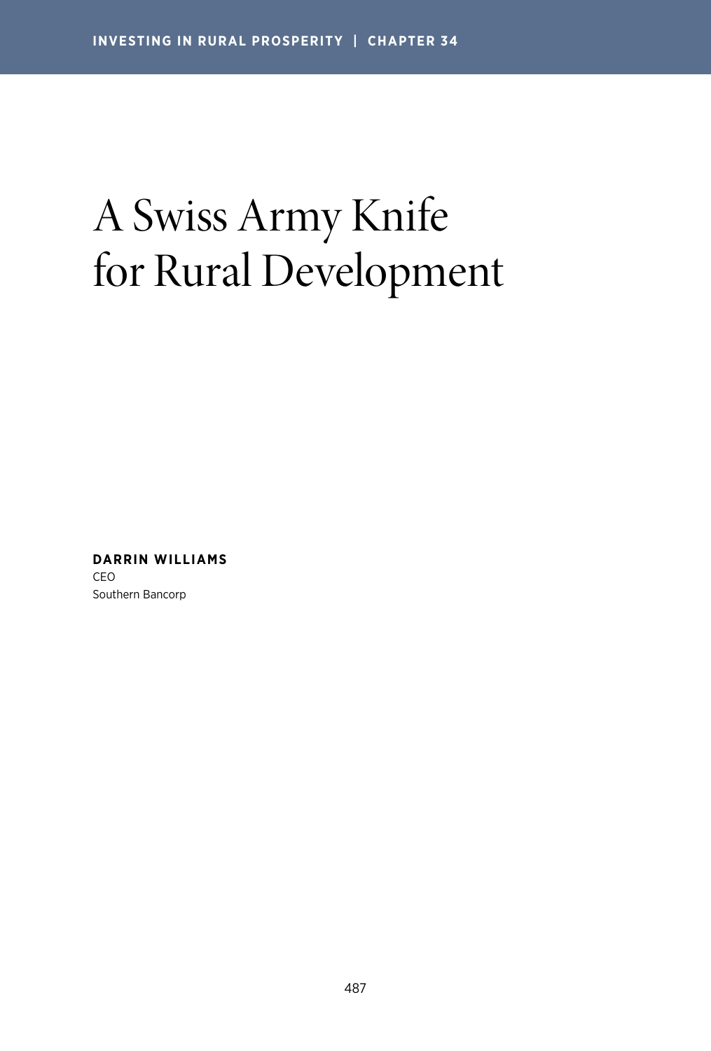# A Swiss Army Knife for Rural Development

**DARRIN WILLIAMS**
CEO
Southern Bancorp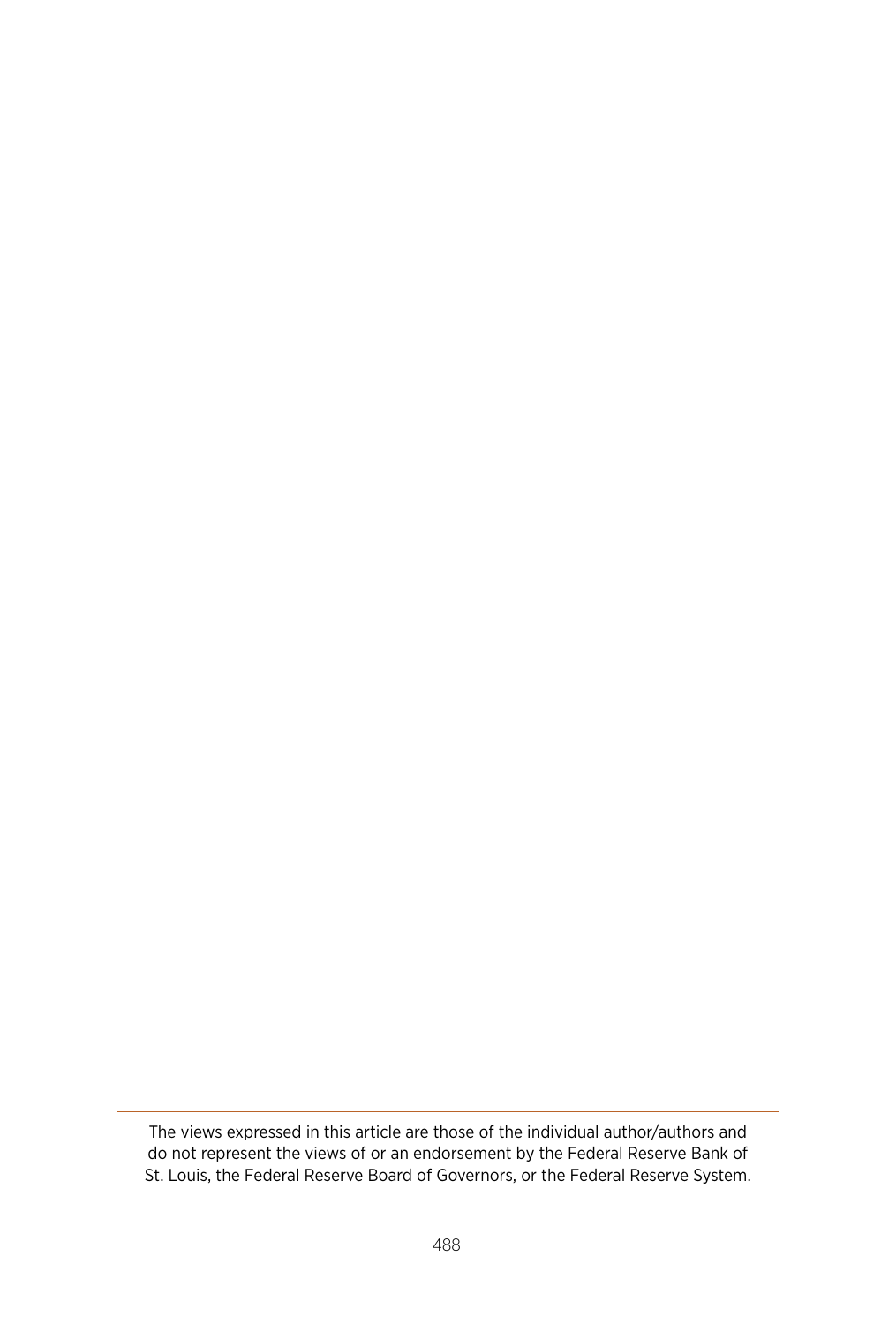The views expressed in this article are those of the individual author/authors and do not represent the views of or an endorsement by the Federal Reserve Bank of St. Louis, the Federal Reserve Board of Governors, or the Federal Reserve System.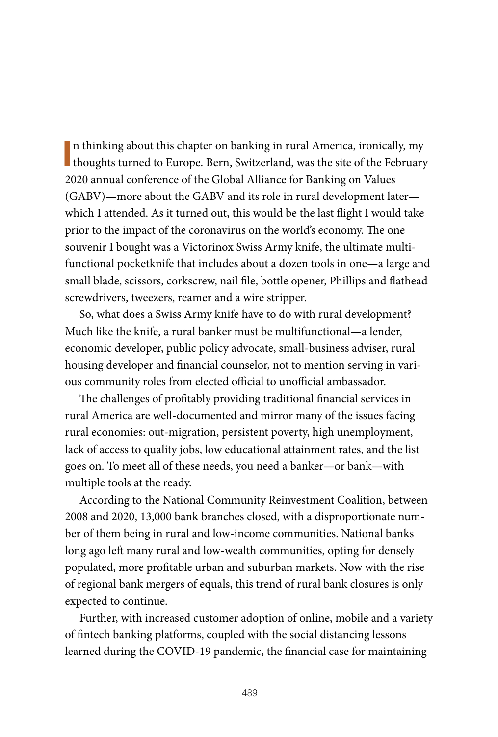In thinking about this chapter on banking in rural America, ironically, my thoughts turned to Europe. Bern, Switzerland, was the site of the February 2020 annual conference of the Global Alliance for Banking on Values (GABV)—more about the GABV and its role in rural development later—which I attended. As it turned out, this would be the last flight I would take prior to the impact of the coronavirus on the world's economy. The one souvenir I bought was a Victorinox Swiss Army knife, the ultimate multifunctional pocketknife that includes about a dozen tools in one—a large and small blade, scissors, corkscrew, nail file, bottle opener, Phillips and flathead screwdrivers, tweezers, reamer and a wire stripper.

So, what does a Swiss Army knife have to do with rural development? Much like the knife, a rural banker must be multifunctional—a lender, economic developer, public policy advocate, small-business adviser, rural housing developer and financial counselor, not to mention serving in various community roles from elected official to unofficial ambassador.

The challenges of profitably providing traditional financial services in rural America are well-documented and mirror many of the issues facing rural economies: out-migration, persistent poverty, high unemployment, lack of access to quality jobs, low educational attainment rates, and the list goes on. To meet all of these needs, you need a banker—or bank—with multiple tools at the ready.

According to the National Community Reinvestment Coalition, between 2008 and 2020, 13,000 bank branches closed, with a disproportionate number of them being in rural and low-income communities. National banks long ago left many rural and low-wealth communities, opting for densely populated, more profitable urban and suburban markets. Now with the rise of regional bank mergers of equals, this trend of rural bank closures is only expected to continue.

Further, with increased customer adoption of online, mobile and a variety of fintech banking platforms, coupled with the social distancing lessons learned during the COVID-19 pandemic, the financial case for maintaining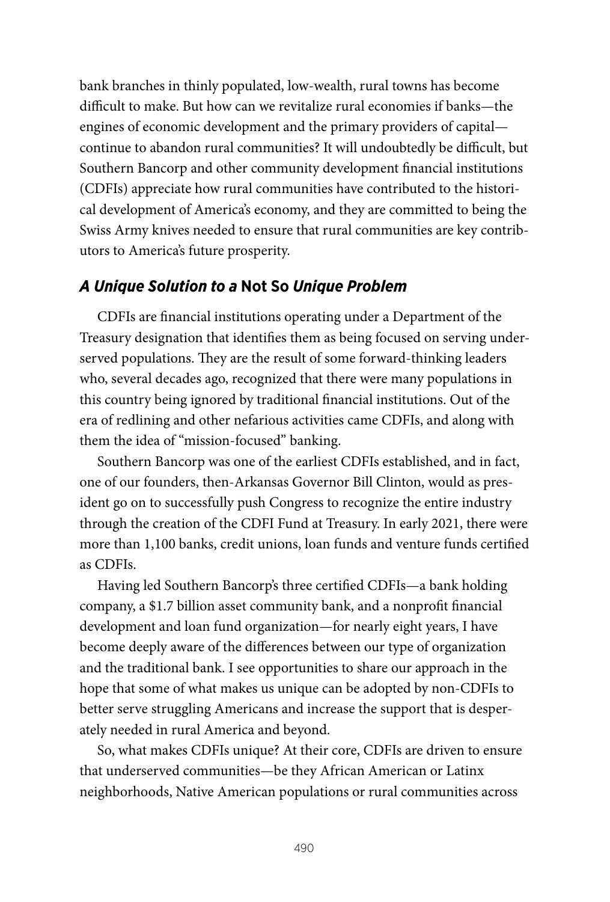bank branches in thinly populated, low-wealth, rural towns has become difficult to make. But how can we revitalize rural economies if banks—the engines of economic development and the primary providers of capital—continue to abandon rural communities? It will undoubtedly be difficult, but Southern Bancorp and other community development financial institutions (CDFIs) appreciate how rural communities have contributed to the historical development of America's economy, and they are committed to being the Swiss Army knives needed to ensure that rural communities are key contributors to America's future prosperity.

### *A Unique Solution to a* Not So *Unique Problem*

CDFIs are financial institutions operating under a Department of the Treasury designation that identifies them as being focused on serving underserved populations. They are the result of some forward-thinking leaders who, several decades ago, recognized that there were many populations in this country being ignored by traditional financial institutions. Out of the era of redlining and other nefarious activities came CDFIs, and along with them the idea of "mission-focused" banking.

Southern Bancorp was one of the earliest CDFIs established, and in fact, one of our founders, then-Arkansas Governor Bill Clinton, would as president go on to successfully push Congress to recognize the entire industry through the creation of the CDFI Fund at Treasury. In early 2021, there were more than 1,100 banks, credit unions, loan funds and venture funds certified as CDFIs.

Having led Southern Bancorp's three certified CDFIs—a bank holding company, a $1.7 billion asset community bank, and a nonprofit financial development and loan fund organization—for nearly eight years, I have become deeply aware of the differences between our type of organization and the traditional bank. I see opportunities to share our approach in the hope that some of what makes us unique can be adopted by non-CDFIs to better serve struggling Americans and increase the support that is desperately needed in rural America and beyond.

So, what makes CDFIs unique? At their core, CDFIs are driven to ensure that underserved communities—be they African American or Latinx neighborhoods, Native American populations or rural communities across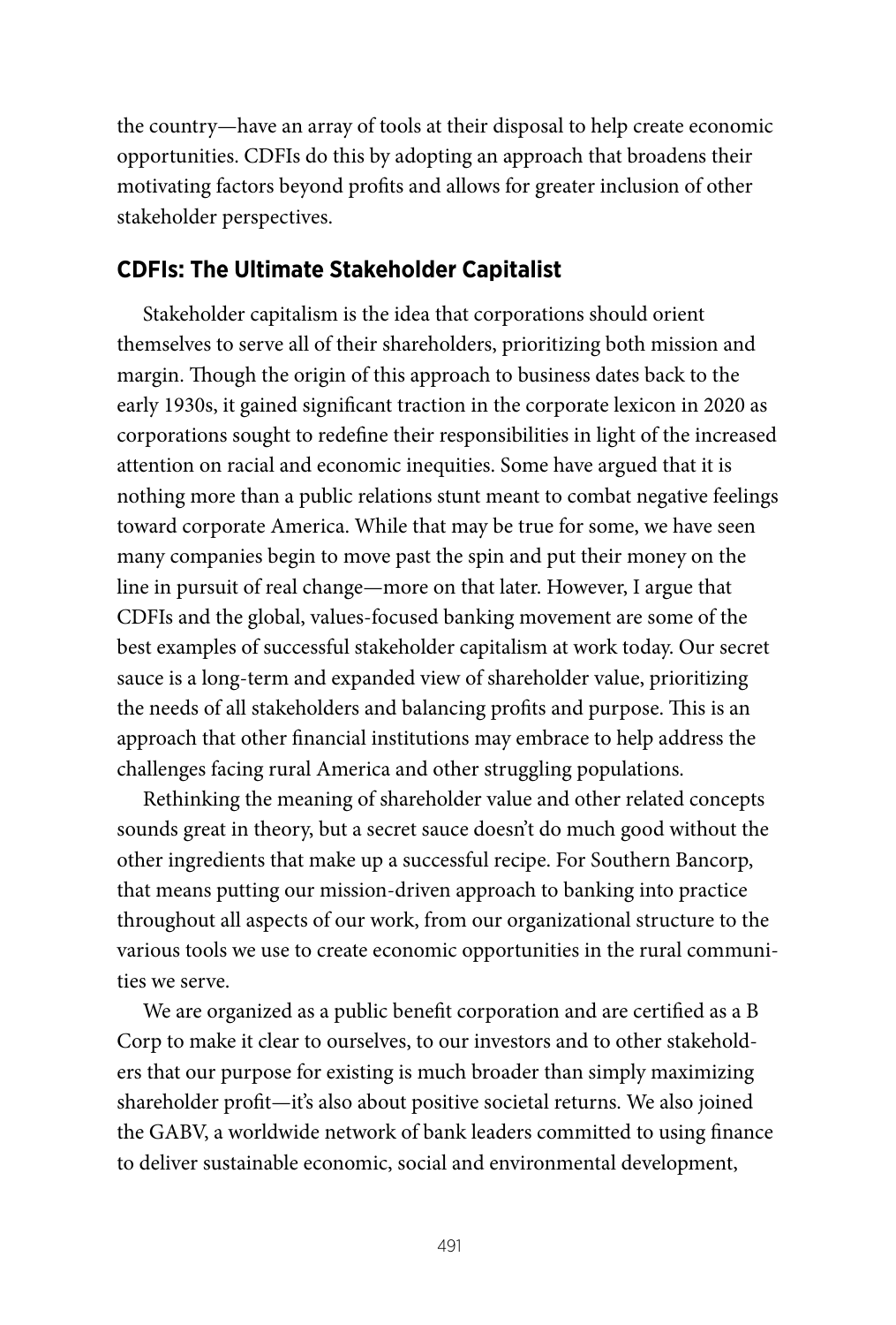the country—have an array of tools at their disposal to help create economic opportunities. CDFIs do this by adopting an approach that broadens their motivating factors beyond profits and allows for greater inclusion of other stakeholder perspectives.

## CDFIs: The Ultimate Stakeholder Capitalist

Stakeholder capitalism is the idea that corporations should orient themselves to serve all of their shareholders, prioritizing both mission and margin. Though the origin of this approach to business dates back to the early 1930s, it gained significant traction in the corporate lexicon in 2020 as corporations sought to redefine their responsibilities in light of the increased attention on racial and economic inequities. Some have argued that it is nothing more than a public relations stunt meant to combat negative feelings toward corporate America. While that may be true for some, we have seen many companies begin to move past the spin and put their money on the line in pursuit of real change—more on that later. However, I argue that CDFIs and the global, values-focused banking movement are some of the best examples of successful stakeholder capitalism at work today. Our secret sauce is a long-term and expanded view of shareholder value, prioritizing the needs of all stakeholders and balancing profits and purpose. This is an approach that other financial institutions may embrace to help address the challenges facing rural America and other struggling populations.

Rethinking the meaning of shareholder value and other related concepts sounds great in theory, but a secret sauce doesn't do much good without the other ingredients that make up a successful recipe. For Southern Bancorp, that means putting our mission-driven approach to banking into practice throughout all aspects of our work, from our organizational structure to the various tools we use to create economic opportunities in the rural communities we serve.

We are organized as a public benefit corporation and are certified as a B Corp to make it clear to ourselves, to our investors and to other stakeholders that our purpose for existing is much broader than simply maximizing shareholder profit—it's also about positive societal returns. We also joined the GABV, a worldwide network of bank leaders committed to using finance to deliver sustainable economic, social and environmental development,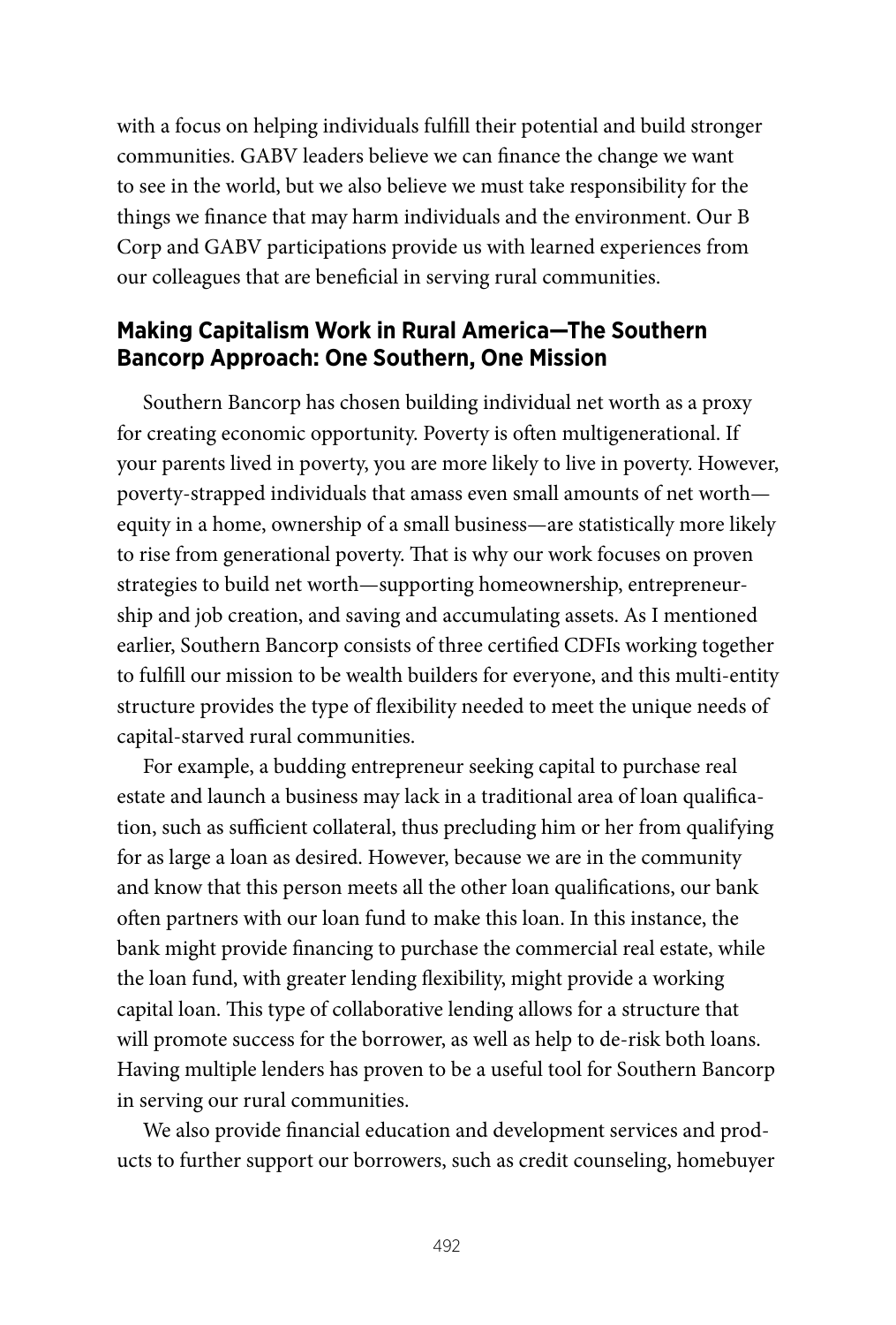with a focus on helping individuals fulfill their potential and build stronger communities. GABV leaders believe we can finance the change we want to see in the world, but we also believe we must take responsibility for the things we finance that may harm individuals and the environment. Our B Corp and GABV participations provide us with learned experiences from our colleagues that are beneficial in serving rural communities.

### Making Capitalism Work in Rural America—The Southern Bancorp Approach: One Southern, One Mission

Southern Bancorp has chosen building individual net worth as a proxy for creating economic opportunity. Poverty is often multigenerational. If your parents lived in poverty, you are more likely to live in poverty. However, poverty-strapped individuals that amass even small amounts of net worth—equity in a home, ownership of a small business—are statistically more likely to rise from generational poverty. That is why our work focuses on proven strategies to build net worth—supporting homeownership, entrepreneurship and job creation, and saving and accumulating assets. As I mentioned earlier, Southern Bancorp consists of three certified CDFIs working together to fulfill our mission to be wealth builders for everyone, and this multi-entity structure provides the type of flexibility needed to meet the unique needs of capital-starved rural communities.

For example, a budding entrepreneur seeking capital to purchase real estate and launch a business may lack in a traditional area of loan qualification, such as sufficient collateral, thus precluding him or her from qualifying for as large a loan as desired. However, because we are in the community and know that this person meets all the other loan qualifications, our bank often partners with our loan fund to make this loan. In this instance, the bank might provide financing to purchase the commercial real estate, while the loan fund, with greater lending flexibility, might provide a working capital loan. This type of collaborative lending allows for a structure that will promote success for the borrower, as well as help to de-risk both loans. Having multiple lenders has proven to be a useful tool for Southern Bancorp in serving our rural communities.

We also provide financial education and development services and products to further support our borrowers, such as credit counseling, homebuyer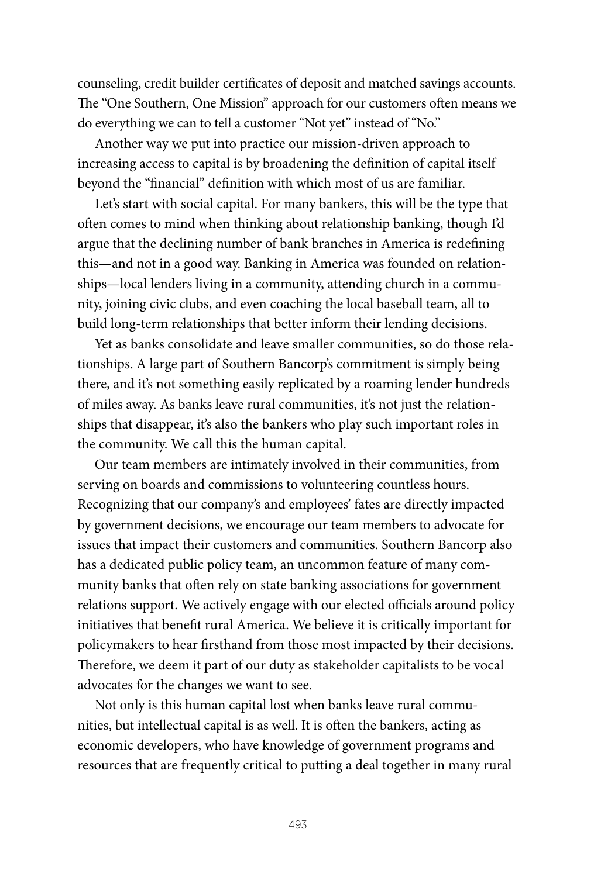counseling, credit builder certificates of deposit and matched savings accounts. The "One Southern, One Mission" approach for our customers often means we do everything we can to tell a customer "Not yet" instead of "No."

Another way we put into practice our mission-driven approach to increasing access to capital is by broadening the definition of capital itself beyond the "financial" definition with which most of us are familiar.

Let's start with social capital. For many bankers, this will be the type that often comes to mind when thinking about relationship banking, though I'd argue that the declining number of bank branches in America is redefining this—and not in a good way. Banking in America was founded on relationships—local lenders living in a community, attending church in a community, joining civic clubs, and even coaching the local baseball team, all to build long-term relationships that better inform their lending decisions.

Yet as banks consolidate and leave smaller communities, so do those relationships. A large part of Southern Bancorp's commitment is simply being there, and it's not something easily replicated by a roaming lender hundreds of miles away. As banks leave rural communities, it's not just the relationships that disappear, it's also the bankers who play such important roles in the community. We call this the human capital.

Our team members are intimately involved in their communities, from serving on boards and commissions to volunteering countless hours. Recognizing that our company's and employees' fates are directly impacted by government decisions, we encourage our team members to advocate for issues that impact their customers and communities. Southern Bancorp also has a dedicated public policy team, an uncommon feature of many community banks that often rely on state banking associations for government relations support. We actively engage with our elected officials around policy initiatives that benefit rural America. We believe it is critically important for policymakers to hear firsthand from those most impacted by their decisions. Therefore, we deem it part of our duty as stakeholder capitalists to be vocal advocates for the changes we want to see.

Not only is this human capital lost when banks leave rural communities, but intellectual capital is as well. It is often the bankers, acting as economic developers, who have knowledge of government programs and resources that are frequently critical to putting a deal together in many rural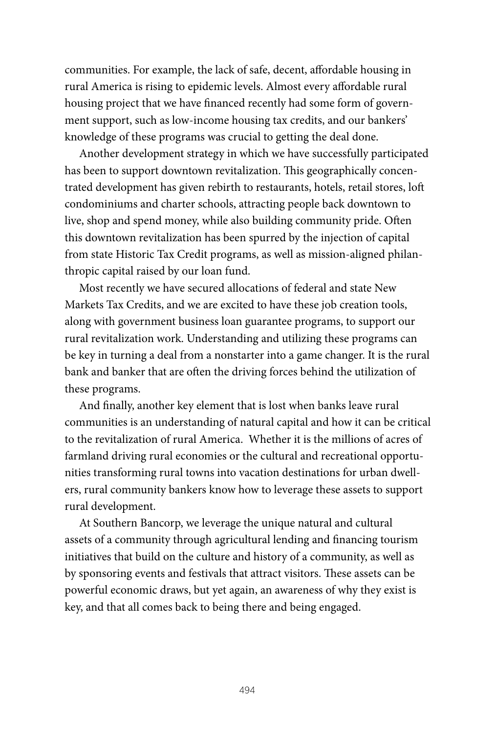communities. For example, the lack of safe, decent, affordable housing in rural America is rising to epidemic levels. Almost every affordable rural housing project that we have financed recently had some form of government support, such as low-income housing tax credits, and our bankers' knowledge of these programs was crucial to getting the deal done.

Another development strategy in which we have successfully participated has been to support downtown revitalization. This geographically concentrated development has given rebirth to restaurants, hotels, retail stores, loft condominiums and charter schools, attracting people back downtown to live, shop and spend money, while also building community pride. Often this downtown revitalization has been spurred by the injection of capital from state Historic Tax Credit programs, as well as mission-aligned philanthropic capital raised by our loan fund.

Most recently we have secured allocations of federal and state New Markets Tax Credits, and we are excited to have these job creation tools, along with government business loan guarantee programs, to support our rural revitalization work. Understanding and utilizing these programs can be key in turning a deal from a nonstarter into a game changer. It is the rural bank and banker that are often the driving forces behind the utilization of these programs.

And finally, another key element that is lost when banks leave rural communities is an understanding of natural capital and how it can be critical to the revitalization of rural America. Whether it is the millions of acres of farmland driving rural economies or the cultural and recreational opportunities transforming rural towns into vacation destinations for urban dwellers, rural community bankers know how to leverage these assets to support rural development.

At Southern Bancorp, we leverage the unique natural and cultural assets of a community through agricultural lending and financing tourism initiatives that build on the culture and history of a community, as well as by sponsoring events and festivals that attract visitors. These assets can be powerful economic draws, but yet again, an awareness of why they exist is key, and that all comes back to being there and being engaged.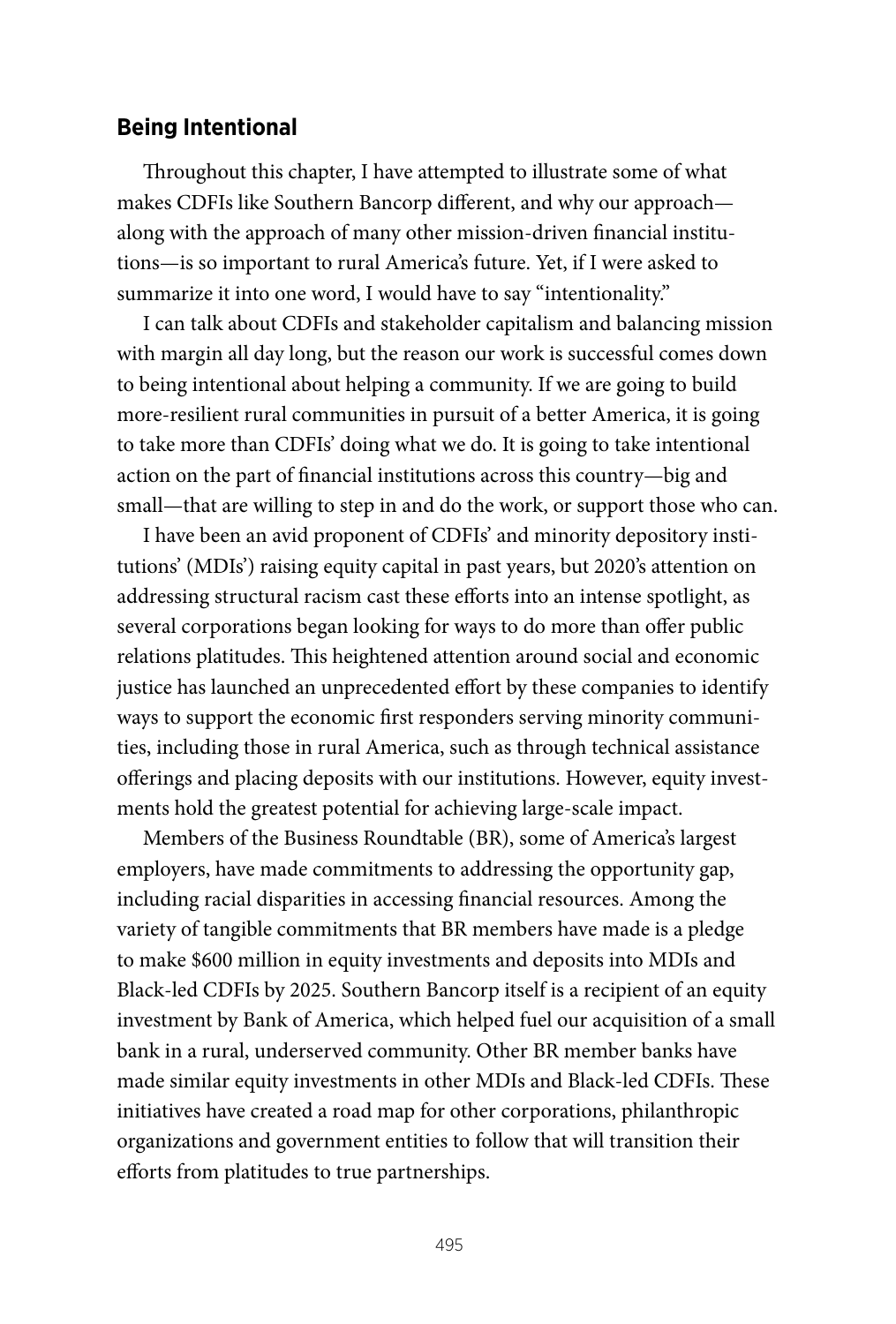## Being Intentional

Throughout this chapter, I have attempted to illustrate some of what makes CDFIs like Southern Bancorp different, and why our approach—along with the approach of many other mission-driven financial institutions—is so important to rural America's future. Yet, if I were asked to summarize it into one word, I would have to say "intentionality."

I can talk about CDFIs and stakeholder capitalism and balancing mission with margin all day long, but the reason our work is successful comes down to being intentional about helping a community. If we are going to build more-resilient rural communities in pursuit of a better America, it is going to take more than CDFIs' doing what we do. It is going to take intentional action on the part of financial institutions across this country—big and small—that are willing to step in and do the work, or support those who can.

I have been an avid proponent of CDFIs' and minority depository institutions' (MDIs') raising equity capital in past years, but 2020's attention on addressing structural racism cast these efforts into an intense spotlight, as several corporations began looking for ways to do more than offer public relations platitudes. This heightened attention around social and economic justice has launched an unprecedented effort by these companies to identify ways to support the economic first responders serving minority communities, including those in rural America, such as through technical assistance offerings and placing deposits with our institutions. However, equity investments hold the greatest potential for achieving large-scale impact.

Members of the Business Roundtable (BR), some of America's largest employers, have made commitments to addressing the opportunity gap, including racial disparities in accessing financial resources. Among the variety of tangible commitments that BR members have made is a pledge to make $600 million in equity investments and deposits into MDIs and Black-led CDFIs by 2025. Southern Bancorp itself is a recipient of an equity investment by Bank of America, which helped fuel our acquisition of a small bank in a rural, underserved community. Other BR member banks have made similar equity investments in other MDIs and Black-led CDFIs. These initiatives have created a road map for other corporations, philanthropic organizations and government entities to follow that will transition their efforts from platitudes to true partnerships.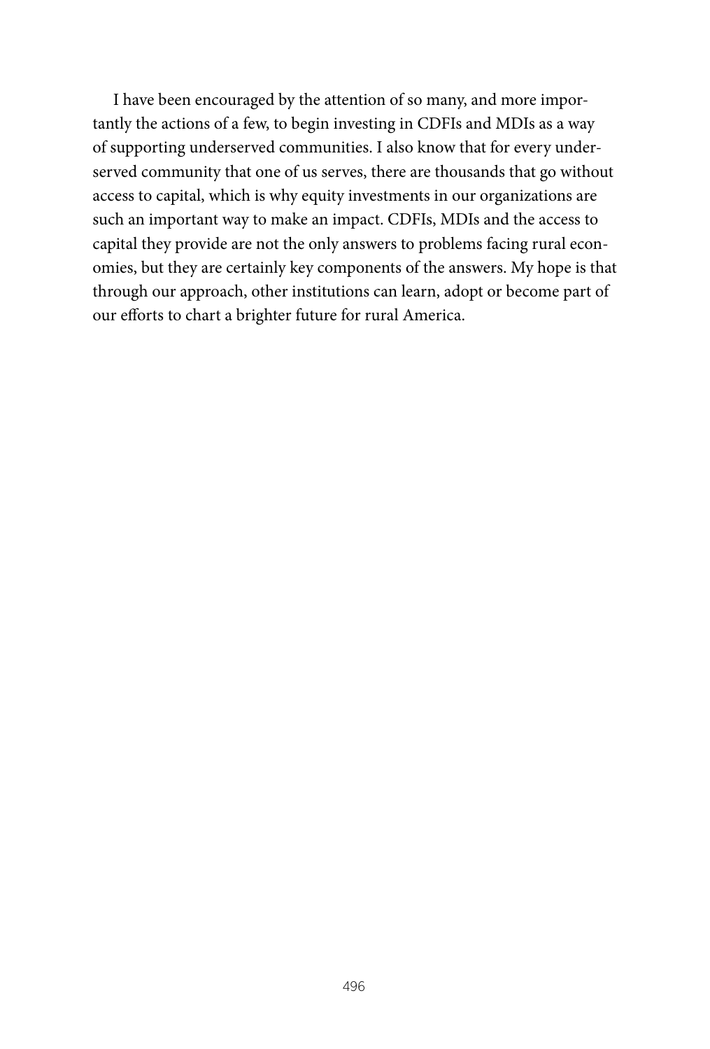I have been encouraged by the attention of so many, and more importantly the actions of a few, to begin investing in CDFIs and MDIs as a way of supporting underserved communities. I also know that for every underserved community that one of us serves, there are thousands that go without access to capital, which is why equity investments in our organizations are such an important way to make an impact. CDFIs, MDIs and the access to capital they provide are not the only answers to problems facing rural economies, but they are certainly key components of the answers. My hope is that through our approach, other institutions can learn, adopt or become part of our efforts to chart a brighter future for rural America.